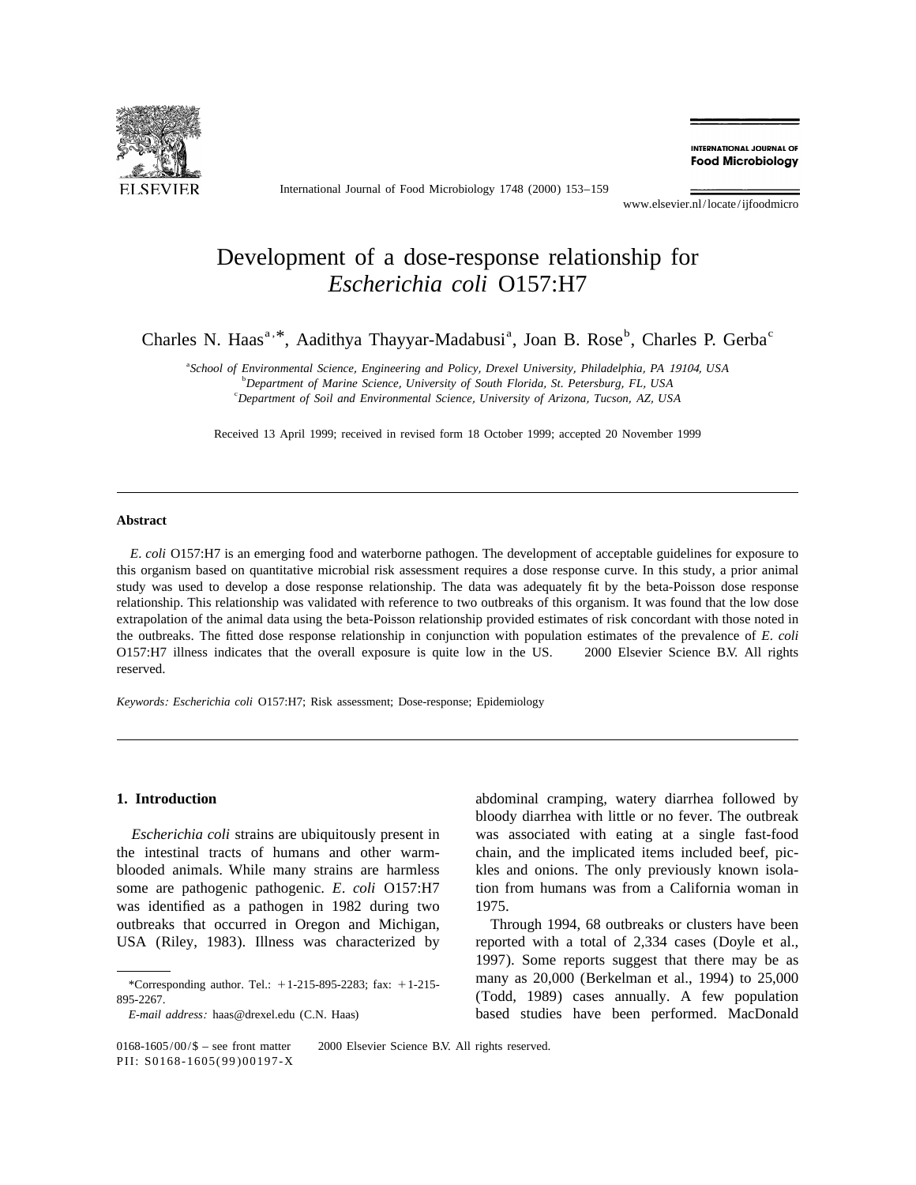# Development of a dose-response relationship for *Escherichia coli* O157:H7

Charles N. Haas[a,*], Aadithya Thayyar-Madabusi[a], Joan B. Rose[b], Charles P. Gerba[c]

[a]*School of Environmental Science, Engineering and Policy, Drexel University, Philadelphia, PA 19104, USA*
[b]*Department of Marine Science, University of South Florida, St. Petersburg, FL, USA*
[c]*Department of Soil and Environmental Science, University of Arizona, Tucson, AZ, USA*

Received 13 April 1999; received in revised form 18 October 1999; accepted 20 November 1999

---

**Abstract**

*E. coli* O157:H7 is an emerging food and waterborne pathogen. The development of acceptable guidelines for exposure to this organism based on quantitative microbial risk assessment requires a dose response curve. In this study, a prior animal study was used to develop a dose response relationship. The data was adequately fit by the beta-Poisson dose response relationship. This relationship was validated with reference to two outbreaks of this organism. It was found that the low dose extrapolation of the animal data using the beta-Poisson relationship provided estimates of risk concordant with those noted in the outbreaks. The fitted dose response relationship in conjunction with population estimates of the prevalence of *E. coli* O157:H7 illness indicates that the overall exposure is quite low in the US. © 2000 Elsevier Science B.V. All rights reserved.

*Keywords:* *Escherichia coli* O157:H7; Risk assessment; Dose-response; Epidemiology

---

## 1. Introduction

*Escherichia coli* strains are ubiquitously present in the intestinal tracts of humans and other warm-blooded animals. While many strains are harmless some are pathogenic pathogenic. *E. coli* O157:H7 was identified as a pathogen in 1982 during two outbreaks that occurred in Oregon and Michigan, USA (Riley, 1983). Illness was characterized by abdominal cramping, watery diarrhea followed by bloody diarrhea with little or no fever. The outbreak was associated with eating at a single fast-food chain, and the implicated items included beef, pickles and onions. The only previously known isolation from humans was from a California woman in 1975.

Through 1994, 68 outbreaks or clusters have been reported with a total of 2,334 cases (Doyle et al., 1997). Some reports suggest that there may be as many as 20,000 (Berkelman et al., 1994) to 25,000 (Todd, 1989) cases annually. A few population based studies have been performed. MacDonald

---

*Corresponding author. Tel.: +1-215-895-2283; fax: +1-215-895-2267.

*E-mail address:* haas@drexel.edu (C.N. Haas)

0168-1605/00/$ – see front matter © 2000 Elsevier Science B.V. All rights reserved.
PII: S0168-1605(99)00197-X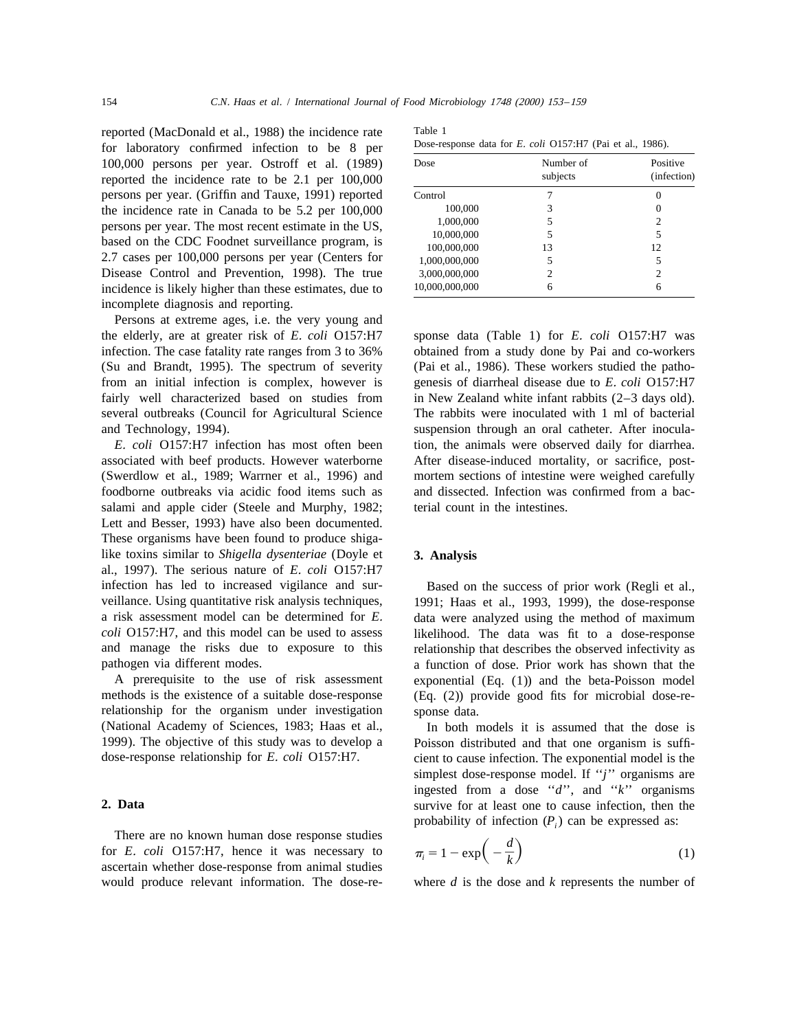reported (MacDonald et al., 1988) the incidence rate for laboratory confirmed infection to be 8 per 100,000 persons per year. Ostroff et al. (1989) reported the incidence rate to be 2.1 per 100,000 persons per year. (Griffin and Tauxe, 1991) reported the incidence rate in Canada to be 5.2 per 100,000 persons per year. The most recent estimate in the US, based on the CDC Foodnet surveillance program, is 2.7 cases per 100,000 persons per year (Centers for Disease Control and Prevention, 1998). The true incidence is likely higher than these estimates, due to incomplete diagnosis and reporting.

Persons at extreme ages, i.e. the very young and the elderly, are at greater risk of *E. coli* O157:H7 infection. The case fatality rate ranges from 3 to 36% (Su and Brandt, 1995). The spectrum of severity from an initial infection is complex, however is fairly well characterized based on studies from several outbreaks (Council for Agricultural Science and Technology, 1994).

*E. coli* O157:H7 infection has most often been associated with beef products. However waterborne (Swerdlow et al., 1989; Warrner et al., 1996) and foodborne outbreaks via acidic food items such as salami and apple cider (Steele and Murphy, 1982; Lett and Besser, 1993) have also been documented. These organisms have been found to produce shiga-like toxins similar to *Shigella dysenteriae* (Doyle et al., 1997). The serious nature of *E. coli* O157:H7 infection has led to increased vigilance and surveillance. Using quantitative risk analysis techniques, a risk assessment model can be determined for *E. coli* O157:H7, and this model can be used to assess and manage the risks due to exposure to this pathogen via different modes.

A prerequisite to the use of risk assessment methods is the existence of a suitable dose-response relationship for the organism under investigation (National Academy of Sciences, 1983; Haas et al., 1999). The objective of this study was to develop a dose-response relationship for *E. coli* O157:H7.

## 2. Data

There are no known human dose response studies for *E. coli* O157:H7, hence it was necessary to ascertain whether dose-response from animal studies would produce relevant information. The dose-response data (Table 1) for *E. coli* O157:H7 was obtained from a study done by Pai and co-workers (Pai et al., 1986). These workers studied the pathogenesis of diarrheal disease due to *E. coli* O157:H7 in New Zealand white infant rabbits (2–3 days old). The rabbits were inoculated with 1 ml of bacterial suspension through an oral catheter. After inoculation, the animals were observed daily for diarrhea. After disease-induced mortality, or sacrifice, post-mortem sections of intestine were weighed carefully and dissected. Infection was confirmed from a bacterial count in the intestines.

Table 1
Dose-response data for *E. coli* O157:H7 (Pai et al., 1986).

| Dose | Number of subjects | Positive (infection) |
|---|---|---|
| Control | 7 | 0 |
| 100,000 | 3 | 0 |
| 1,000,000 | 5 | 2 |
| 10,000,000 | 5 | 5 |
| 100,000,000 | 13 | 12 |
| 1,000,000,000 | 5 | 5 |
| 3,000,000,000 | 2 | 2 |
| 10,000,000,000 | 6 | 6 |

## 3. Analysis

Based on the success of prior work (Regli et al., 1991; Haas et al., 1993, 1999), the dose-response data were analyzed using the method of maximum likelihood. The data was fit to a dose-response relationship that describes the observed infectivity as a function of dose. Prior work has shown that the exponential (Eq. (1)) and the beta-Poisson model (Eq. (2)) provide good fits for microbial dose-response data.

In both models it is assumed that the dose is Poisson distributed and that one organism is sufficient to cause infection. The exponential model is the simplest dose-response model. If ''$j$'' organisms are ingested from a dose ''$d$'', and ''$k$'' organisms survive for at least one to cause infection, then the probability of infection ($P_i$) can be expressed as:

$$\pi_i = 1 - \exp\left(-\frac{d}{k}\right) \tag{1}$$

where $d$ is the dose and $k$ represents the number of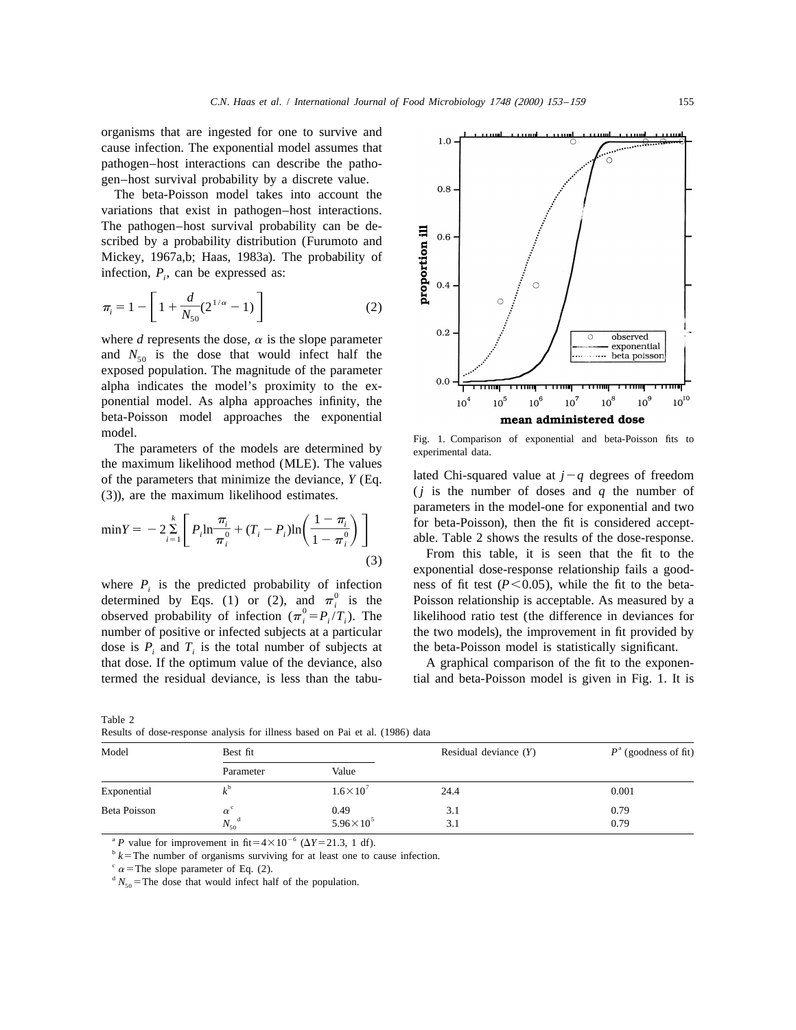organisms that are ingested for one to survive and cause infection. The exponential model assumes that pathogen–host interactions can describe the pathogen–host survival probability by a discrete value.

The beta-Poisson model takes into account the variations that exist in pathogen–host interactions. The pathogen–host survival probability can be described by a probability distribution (Furumoto and Mickey, 1967a,b; Haas, 1983a). The probability of infection, $P_i$, can be expressed as:

$$\pi_i = 1 - \left[ 1 + \frac{d}{N_{50}}(2^{1/\alpha} - 1) \right] \quad (2)$$

where $d$ represents the dose, $\alpha$ is the slope parameter and $N_{50}$ is the dose that would infect half the exposed population. The magnitude of the parameter alpha indicates the model's proximity to the exponential model. As alpha approaches infinity, the beta-Poisson model approaches the exponential model.

The parameters of the models are determined by the maximum likelihood method (MLE). The values of the parameters that minimize the deviance, $Y$ (Eq. (3)), are the maximum likelihood estimates.

$$\min Y = -2 \sum_{i=1}^{k} \left[ P_i \ln \frac{\pi_i}{\pi_i^0} + (T_i - P_i) \ln \left( \frac{1 - \pi_i}{1 - \pi_i^0} \right) \right] \quad (3)$$

where $P_i$ is the predicted probability of infection determined by Eqs. (1) or (2), and $\pi_i^0$ is the observed probability of infection ($\pi_i^0 = P_i / T_i$). The number of positive or infected subjects at a particular dose is $P_i$ and $T_i$ is the total number of subjects at that dose. If the optimum value of the deviance, also termed the residual deviance, is less than the tabulated Chi-squared value at $j-q$ degrees of freedom ($j$ is the number of doses and $q$ the number of parameters in the model-one for exponential and two for beta-Poisson), then the fit is considered acceptable. Table 2 shows the results of the dose-response.

From this table, it is seen that the fit to the exponential dose-response relationship fails a goodness of fit test ($P < 0.05$), while the fit to the beta-Poisson relationship is acceptable. As measured by a likelihood ratio test (the difference in deviances for the two models), the improvement in fit provided by the beta-Poisson model is statistically significant.

A graphical comparison of the fit to the exponential and beta-Poisson model is given in Fig. 1. It is

Fig. 1. Comparison of exponential and beta-Poisson fits to experimental data.

Table 2
Results of dose-response analysis for illness based on Pai et al. (1986) data

| Model | Best fit | | Residual deviance ($Y$) | $P$ [a] (goodness of fit) |
|---|---|---|---|---|
| | Parameter | Value | | |
| Exponential | $k$ [b] | $1.6 \times 10^7$ | 24.4 | 0.001 |
| Beta Poisson | $\alpha$ [c] | 0.49 | 3.1 | 0.79 |
| | $N_{50}$ [d] | $5.96 \times 10^5$ | 3.1 | 0.79 |

[a] $P$ value for improvement in fit $= 4 \times 10^{-6}$ ($\Delta Y = 21.3$, 1 df).
[b] $k$ = The number of organisms surviving for at least one to cause infection.
[c] $\alpha$ = The slope parameter of Eq. (2).
[d] $N_{50}$ = The dose that would infect half of the population.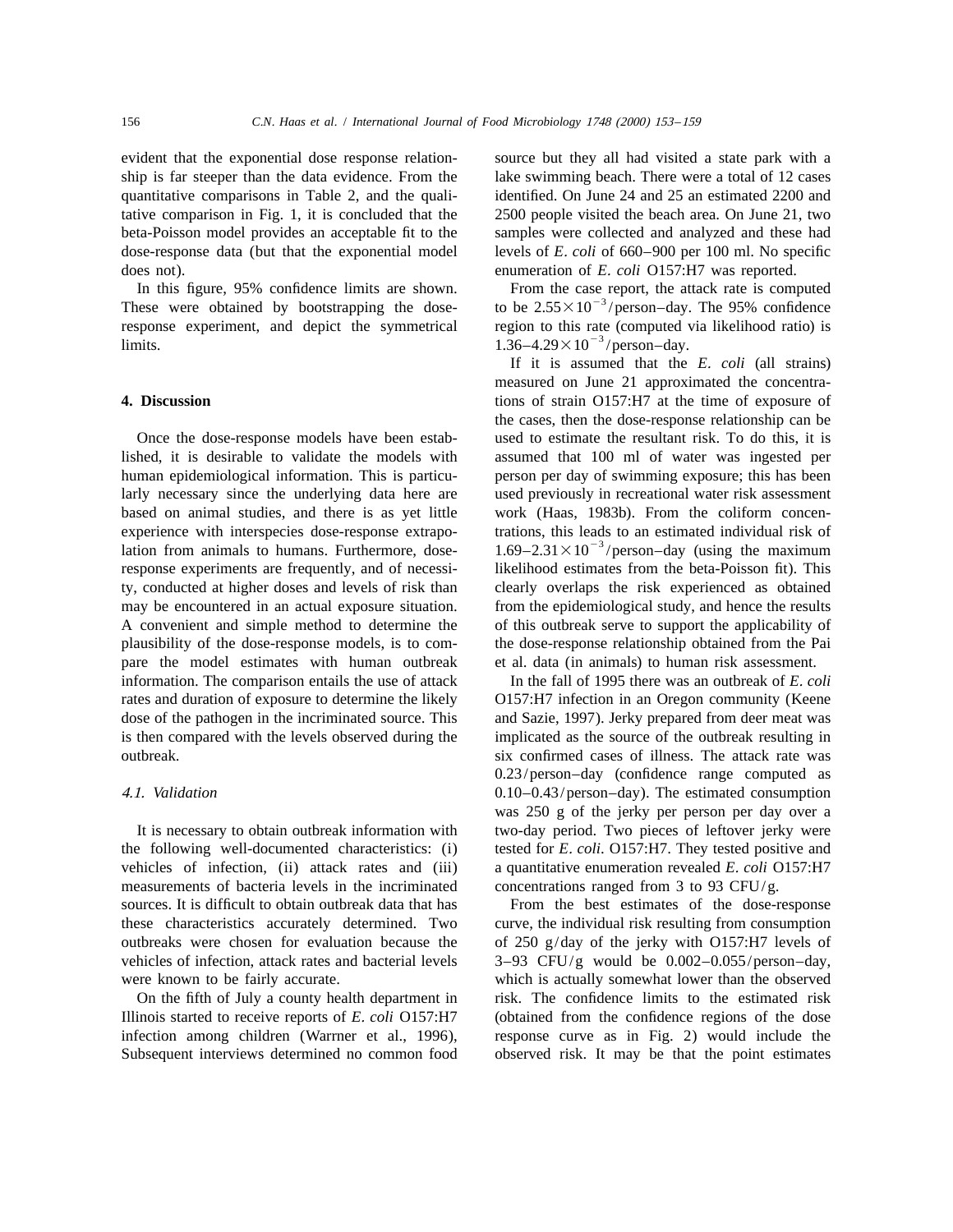evident that the exponential dose response relationship is far steeper than the data evidence. From the quantitative comparisons in Table 2, and the qualitative comparison in Fig. 1, it is concluded that the beta-Poisson model provides an acceptable fit to the dose-response data (but that the exponential model does not).

In this figure, 95% confidence limits are shown. These were obtained by bootstrapping the dose-response experiment, and depict the symmetrical limits.

## 4. Discussion

Once the dose-response models have been established, it is desirable to validate the models with human epidemiological information. This is particularly necessary since the underlying data here are based on animal studies, and there is as yet little experience with interspecies dose-response extrapolation from animals to humans. Furthermore, dose-response experiments are frequently, and of necessity, conducted at higher doses and levels of risk than may be encountered in an actual exposure situation. A convenient and simple method to determine the plausibility of the dose-response models, is to compare the model estimates with human outbreak information. The comparison entails the use of attack rates and duration of exposure to determine the likely dose of the pathogen in the incriminated source. This is then compared with the levels observed during the outbreak.

### *4.1. Validation*

It is necessary to obtain outbreak information with the following well-documented characteristics: (i) vehicles of infection, (ii) attack rates and (iii) measurements of bacteria levels in the incriminated sources. It is difficult to obtain outbreak data that has these characteristics accurately determined. Two outbreaks were chosen for evaluation because the vehicles of infection, attack rates and bacterial levels were known to be fairly accurate.

On the fifth of July a county health department in Illinois started to receive reports of *E. coli* O157:H7 infection among children (Warrner et al., 1996), Subsequent interviews determined no common food source but they all had visited a state park with a lake swimming beach. There were a total of 12 cases identified. On June 24 and 25 an estimated 2200 and 2500 people visited the beach area. On June 21, two samples were collected and analyzed and these had levels of *E. coli* of 660–900 per 100 ml. No specific enumeration of *E. coli* O157:H7 was reported.

From the case report, the attack rate is computed to be $2.55\times10^{-3}$/person–day. The 95% confidence region to this rate (computed via likelihood ratio) is $1.36$–$4.29\times10^{-3}$/person–day.

If it is assumed that the *E. coli* (all strains) measured on June 21 approximated the concentrations of strain O157:H7 at the time of exposure of the cases, then the dose-response relationship can be used to estimate the resultant risk. To do this, it is assumed that 100 ml of water was ingested per person per day of swimming exposure; this has been used previously in recreational water risk assessment work (Haas, 1983b). From the coliform concentrations, this leads to an estimated individual risk of $1.69$–$2.31\times10^{-3}$/person–day (using the maximum likelihood estimates from the beta-Poisson fit). This clearly overlaps the risk experienced as obtained from the epidemiological study, and hence the results of this outbreak serve to support the applicability of the dose-response relationship obtained from the Pai et al. data (in animals) to human risk assessment.

In the fall of 1995 there was an outbreak of *E. coli* O157:H7 infection in an Oregon community (Keene and Sazie, 1997). Jerky prepared from deer meat was implicated as the source of the outbreak resulting in six confirmed cases of illness. The attack rate was 0.23/person–day (confidence range computed as 0.10–0.43/person–day). The estimated consumption was 250 g of the jerky per person per day over a two-day period. Two pieces of leftover jerky were tested for *E. coli*. O157:H7. They tested positive and a quantitative enumeration revealed *E. coli* O157:H7 concentrations ranged from 3 to 93 CFU/g.

From the best estimates of the dose-response curve, the individual risk resulting from consumption of 250 g/day of the jerky with O157:H7 levels of 3–93 CFU/g would be 0.002–0.055/person–day, which is actually somewhat lower than the observed risk. The confidence limits to the estimated risk (obtained from the confidence regions of the dose response curve as in Fig. 2) would include the observed risk. It may be that the point estimates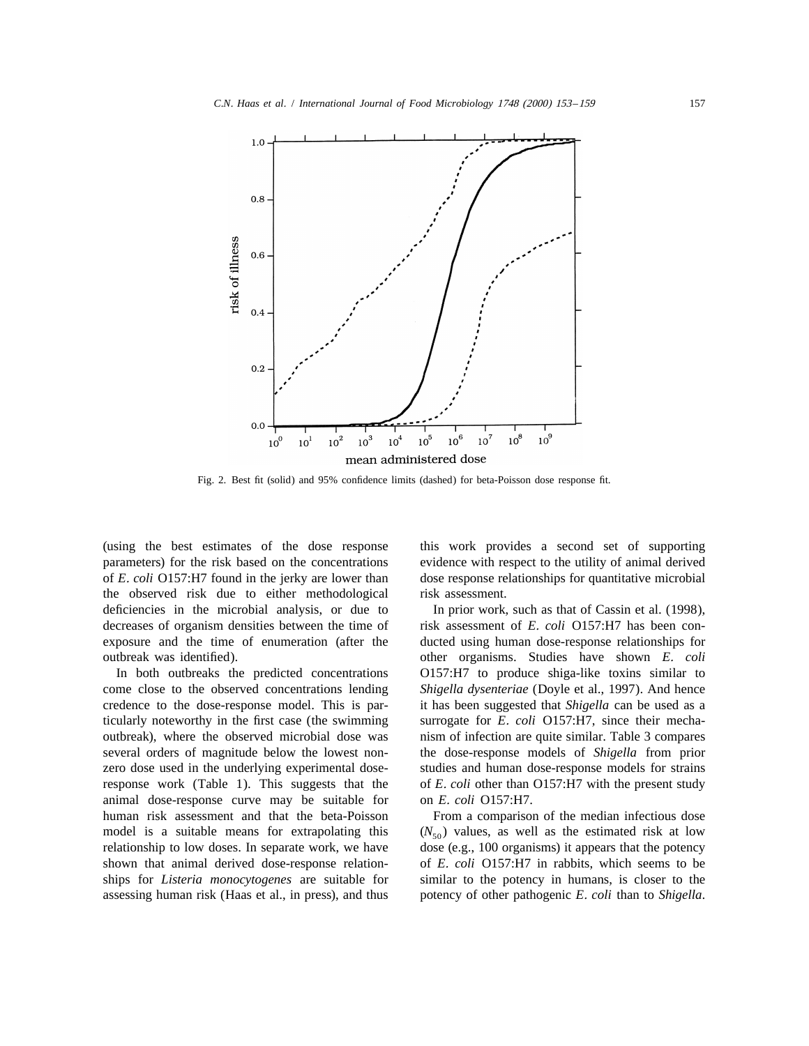Fig. 2. Best fit (solid) and 95% confidence limits (dashed) for beta-Poisson dose response fit.

(using the best estimates of the dose response parameters) for the risk based on the concentrations of *E. coli* O157:H7 found in the jerky are lower than the observed risk due to either methodological deficiencies in the microbial analysis, or due to decreases of organism densities between the time of exposure and the time of enumeration (after the outbreak was identified).

In both outbreaks the predicted concentrations come close to the observed concentrations lending credence to the dose-response model. This is particularly noteworthy in the first case (the swimming outbreak), where the observed microbial dose was several orders of magnitude below the lowest non-zero dose used in the underlying experimental dose-response work (Table 1). This suggests that the animal dose-response curve may be suitable for human risk assessment and that the beta-Poisson model is a suitable means for extrapolating this relationship to low doses. In separate work, we have shown that animal derived dose-response relationships for *Listeria monocytogenes* are suitable for assessing human risk (Haas et al., in press), and thus this work provides a second set of supporting evidence with respect to the utility of animal derived dose response relationships for quantitative microbial risk assessment.

In prior work, such as that of Cassin et al. (1998), risk assessment of *E. coli* O157:H7 has been conducted using human dose-response relationships for other organisms. Studies have shown *E. coli* O157:H7 to produce shiga-like toxins similar to *Shigella dysenteriae* (Doyle et al., 1997). And hence it has been suggested that *Shigella* can be used as a surrogate for *E. coli* O157:H7, since their mechanism of infection are quite similar. Table 3 compares the dose-response models of *Shigella* from prior studies and human dose-response models for strains of *E. coli* other than O157:H7 with the present study on *E. coli* O157:H7.

From a comparison of the median infectious dose ($N_{50}$) values, as well as the estimated risk at low dose (e.g., 100 organisms) it appears that the potency of *E. coli* O157:H7 in rabbits, which seems to be similar to the potency in humans, is closer to the potency of other pathogenic *E. coli* than to *Shigella*.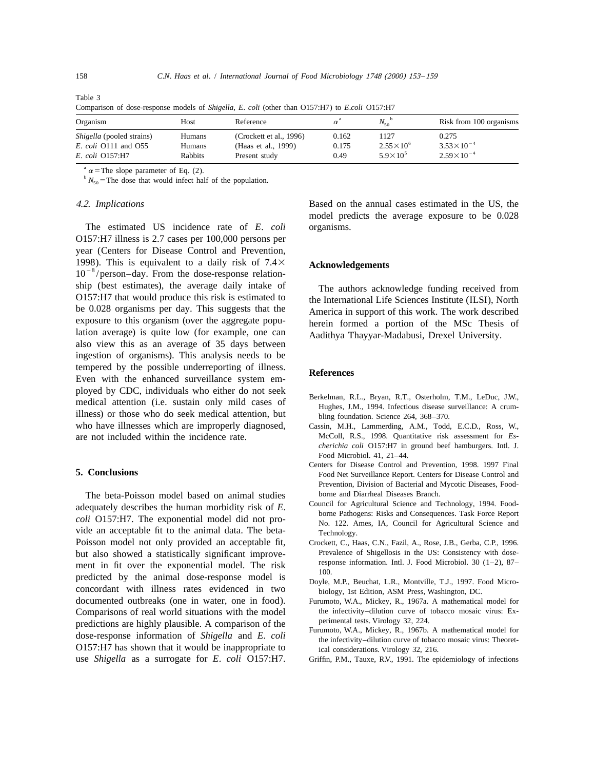Table 3
Comparison of dose-response models of *Shigella*, *E. coli* (other than O157:H7) to *E.coli* O157:H7

| Organism | Host | Reference | $\alpha$[a] | $N_{50}$[b] | Risk from 100 organisms |
|---|---|---|---|---|---|
| *Shigella* (pooled strains) | Humans | (Crockett et al., 1996) | 0.162 | 1127 | 0.275 |
| *E. coli* O111 and O55 | Humans | (Haas et al., 1999) | 0.175 | $2.55\times10^{6}$ | $3.53\times10^{-4}$ |
| *E. coli* O157:H7 | Rabbits | Present study | 0.49 | $5.9\times10^{5}$ | $2.59\times10^{-4}$ |

[a] $\alpha$ = The slope parameter of Eq. (2).
[b] $N_{50}$ = The dose that would infect half of the population.

### 4.2. Implications

The estimated US incidence rate of *E. coli* O157:H7 illness is 2.7 cases per 100,000 persons per year (Centers for Disease Control and Prevention, 1998). This is equivalent to a daily risk of $7.4\times10^{-8}$/person–day. From the dose-response relationship (best estimates), the average daily intake of O157:H7 that would produce this risk is estimated to be 0.028 organisms per day. This suggests that the exposure to this organism (over the aggregate population average) is quite low (for example, one can also view this as an average of 35 days between ingestion of organisms). This analysis needs to be tempered by the possible underreporting of illness. Even with the enhanced surveillance system employed by CDC, individuals who either do not seek medical attention (i.e. sustain only mild cases of illness) or those who do seek medical attention, but who have illnesses which are improperly diagnosed, are not included within the incidence rate.

## 5. Conclusions

The beta-Poisson model based on animal studies adequately describes the human morbidity risk of *E. coli* O157:H7. The exponential model did not provide an acceptable fit to the animal data. The beta-Poisson model not only provided an acceptable fit, but also showed a statistically significant improvement in fit over the exponential model. The risk predicted by the animal dose-response model is concordant with illness rates evidenced in two documented outbreaks (one in water, one in food). Comparisons of real world situations with the model predictions are highly plausible. A comparison of the dose-response information of *Shigella* and *E. coli* O157:H7 has shown that it would be inappropriate to use *Shigella* as a surrogate for *E. coli* O157:H7. Based on the annual cases estimated in the US, the model predicts the average exposure to be 0.028 organisms.

## Acknowledgements

The authors acknowledge funding received from the International Life Sciences Institute (ILSI), North America in support of this work. The work described herein formed a portion of the MSc Thesis of Aadithya Thayyar-Madabusi, Drexel University.

## References

Berkelman, R.L., Bryan, R.T., Osterholm, T.M., LeDuc, J.W., Hughes, J.M., 1994. Infectious disease surveillance: A crumbling foundation. Science 264, 368–370.

Cassin, M.H., Lammerding, A.M., Todd, E.C.D., Ross, W., McColl, R.S., 1998. Quantitative risk assessment for *Escherichia coli* O157:H7 in ground beef hamburgers. Intl. J. Food Microbiol. 41, 21–44.

Centers for Disease Control and Prevention, 1998. 1997 Final Food Net Surveillance Report. Centers for Disease Control and Prevention, Division of Bacterial and Mycotic Diseases, Foodborne and Diarrheal Diseases Branch.

Council for Agricultural Science and Technology, 1994. Foodborne Pathogens: Risks and Consequences. Task Force Report No. 122. Ames, IA, Council for Agricultural Science and Technology.

Crockett, C., Haas, C.N., Fazil, A., Rose, J.B., Gerba, C.P., 1996. Prevalence of Shigellosis in the US: Consistency with dose-response information. Intl. J. Food Microbiol. 30 (1–2), 87–100.

Doyle, M.P., Beuchat, L.R., Montville, T.J., 1997. Food Microbiology, 1st Edition, ASM Press, Washington, DC.

Furumoto, W.A., Mickey, R., 1967a. A mathematical model for the infectivity–dilution curve of tobacco mosaic virus: Experimental tests. Virology 32, 224.

Furumoto, W.A., Mickey, R., 1967b. A mathematical model for the infectivity–dilution curve of tobacco mosaic virus: Theoretical considerations. Virology 32, 216.

Griffin, P.M., Tauxe, R.V., 1991. The epidemiology of infections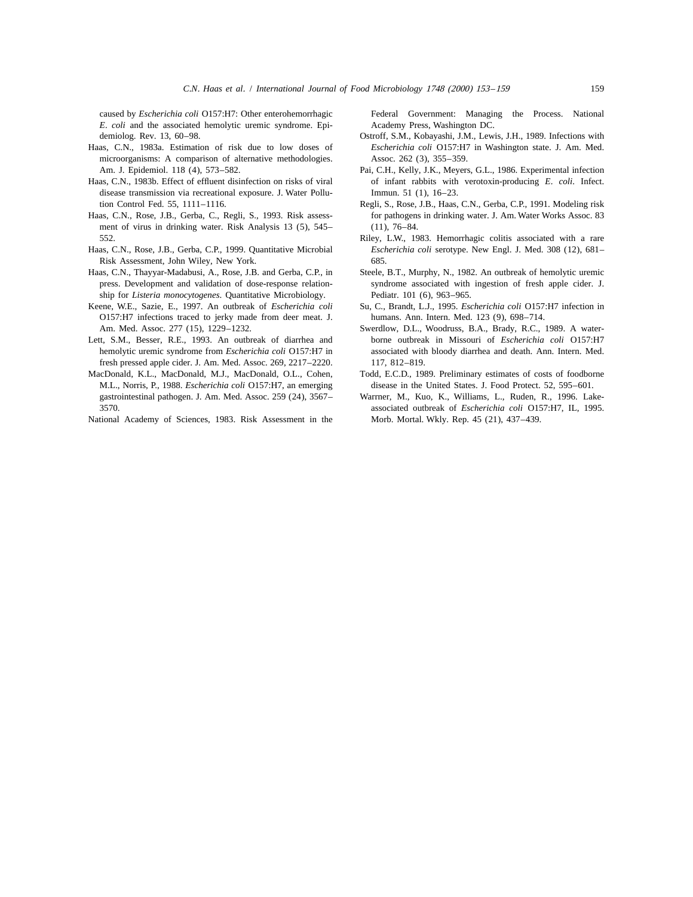caused by *Escherichia coli* O157:H7: Other enterohemorrhagic *E. coli* and the associated hemolytic uremic syndrome. Epidemiolog. Rev. 13, 60–98.

Haas, C.N., 1983a. Estimation of risk due to low doses of microorganisms: A comparison of alternative methodologies. Am. J. Epidemiol. 118 (4), 573–582.

Haas, C.N., 1983b. Effect of effluent disinfection on risks of viral disease transmission via recreational exposure. J. Water Pollution Control Fed. 55, 1111–1116.

Haas, C.N., Rose, J.B., Gerba, C., Regli, S., 1993. Risk assessment of virus in drinking water. Risk Analysis 13 (5), 545–552.

Haas, C.N., Rose, J.B., Gerba, C.P., 1999. Quantitative Microbial Risk Assessment, John Wiley, New York.

Haas, C.N., Thayyar-Madabusi, A., Rose, J.B. and Gerba, C.P., in press. Development and validation of dose-response relationship for *Listeria monocytogenes*. Quantitative Microbiology.

Keene, W.E., Sazie, E., 1997. An outbreak of *Escherichia coli* O157:H7 infections traced to jerky made from deer meat. J. Am. Med. Assoc. 277 (15), 1229–1232.

Lett, S.M., Besser, R.E., 1993. An outbreak of diarrhea and hemolytic uremic syndrome from *Escherichia coli* O157:H7 in fresh pressed apple cider. J. Am. Med. Assoc. 269, 2217–2220.

MacDonald, K.L., MacDonald, M.J., MacDonald, O.L., Cohen, M.L., Norris, P., 1988. *Escherichia coli* O157:H7, an emerging gastrointestinal pathogen. J. Am. Med. Assoc. 259 (24), 3567–3570.

National Academy of Sciences, 1983. Risk Assessment in the Federal Government: Managing the Process. National Academy Press, Washington DC.

Ostroff, S.M., Kobayashi, J.M., Lewis, J.H., 1989. Infections with *Escherichia coli* O157:H7 in Washington state. J. Am. Med. Assoc. 262 (3), 355–359.

Pai, C.H., Kelly, J.K., Meyers, G.L., 1986. Experimental infection of infant rabbits with verotoxin-producing *E. coli*. Infect. Immun. 51 (1), 16–23.

Regli, S., Rose, J.B., Haas, C.N., Gerba, C.P., 1991. Modeling risk for pathogens in drinking water. J. Am. Water Works Assoc. 83 (11), 76–84.

Riley, L.W., 1983. Hemorrhagic colitis associated with a rare *Escherichia coli* serotype. New Engl. J. Med. 308 (12), 681–685.

Steele, B.T., Murphy, N., 1982. An outbreak of hemolytic uremic syndrome associated with ingestion of fresh apple cider. J. Pediatr. 101 (6), 963–965.

Su, C., Brandt, L.J., 1995. *Escherichia coli* O157:H7 infection in humans. Ann. Intern. Med. 123 (9), 698–714.

Swerdlow, D.L., Woodruss, B.A., Brady, R.C., 1989. A waterborne outbreak in Missouri of *Escherichia coli* O157:H7 associated with bloody diarrhea and death. Ann. Intern. Med. 117, 812–819.

Todd, E.C.D., 1989. Preliminary estimates of costs of foodborne disease in the United States. J. Food Protect. 52, 595–601.

Warrner, M., Kuo, K., Williams, L., Ruden, R., 1996. Lake-associated outbreak of *Escherichia coli* O157:H7, IL, 1995. Morb. Mortal. Wkly. Rep. 45 (21), 437–439.